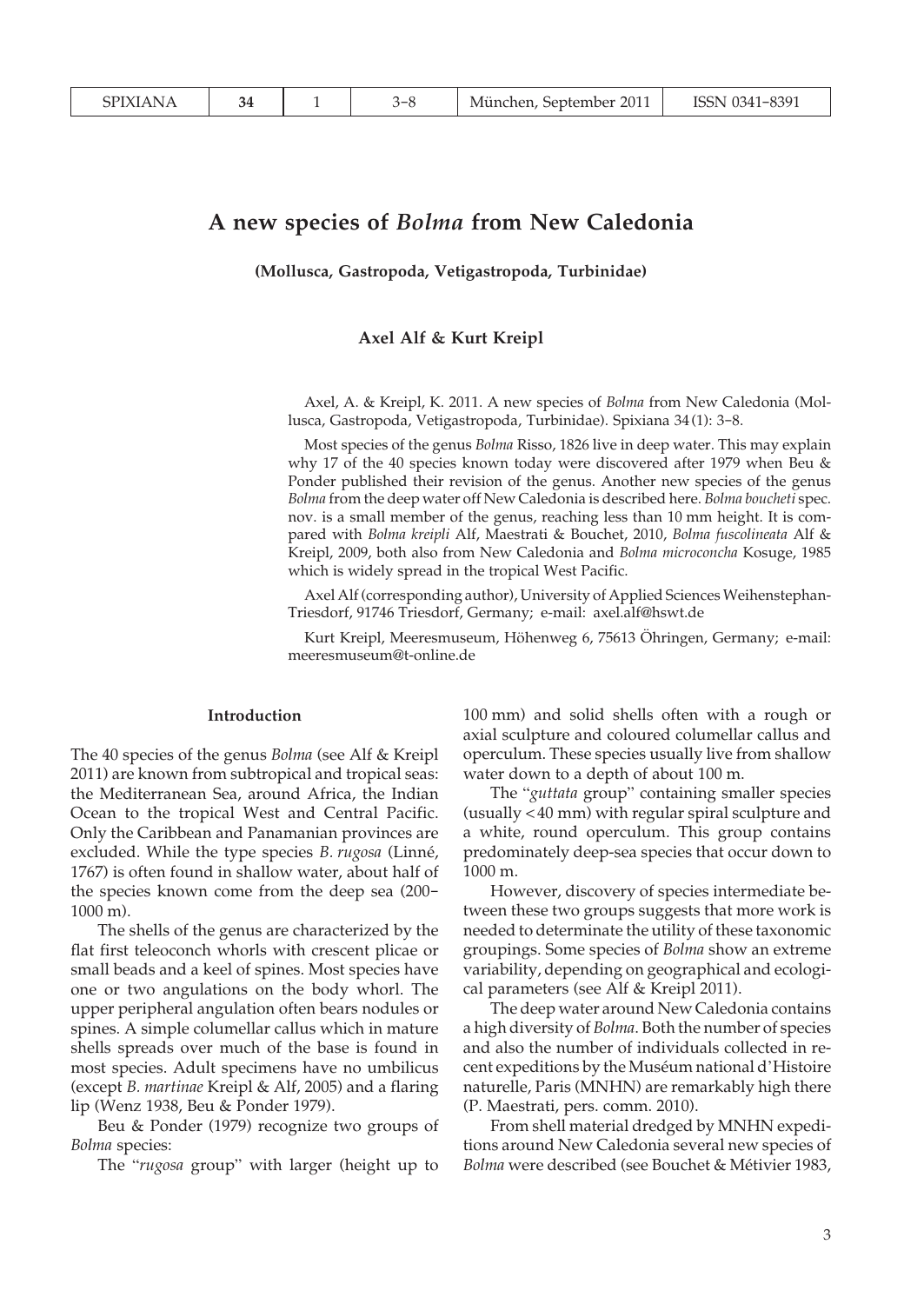# A new species of *Bolma* from New Caledonia

**(Mollusca, Gastropoda, Vetigastropoda, Turbinidae)**

**Axel Alf & Kurt Kreipl**

Axel, A. & Kreipl, K. 2011. A new species of *Bolma* from New Caledonia (Mollusca, Gastropoda, Vetigastropoda, Turbinidae). Spixiana 34 (1): 3–8.

Most species of the genus *Bolma* Risso, 1826 live in deep water. This may explain why 17 of the 40 species known today were discovered after 1979 when Beu & Ponder published their revision of the genus. Another new species of the genus *Bolma* from the deep water off New Caledonia is described here. *Bolma boucheti* spec. nov. is a small member of the genus, reaching less than 10 mm height. It is compared with *Bolma kreipli* Alf, Maestrati & Bouchet, 2010, *Bolma fuscolineata* Alf & Kreipl, 2009, both also from New Caledonia and *Bolma microconcha* Kosuge, 1985 which is widely spread in the tropical West Pacific.

Axel Alf (corresponding author), University of Applied Sciences Weihenstephan-Triesdorf, 91746 Triesdorf, Germany; e-mail: axel.alf@hswt.de

Kurt Kreipl, Meeresmuseum, Höhenweg 6, 75613 Öhringen, Germany; e-mail: meeresmuseum@t-online.de

## Introduction

The 40 species of the genus *Bolma* (see Alf & Kreipl 2011) are known from subtropical and tropical seas: the Mediterranean Sea, around Africa, the Indian Ocean to the tropical West and Central Pacific. Only the Caribbean and Panamanian provinces are excluded. While the type species *B. rugosa* (Linné, 1767) is often found in shallow water, about half of the species known come from the deep sea (200–1000 m).

The shells of the genus are characterized by the flat first teleoconch whorls with crescent plicae or small beads and a keel of spines. Most species have one or two angulations on the body whorl. The upper peripheral angulation often bears nodules or spines. A simple columellar callus which in mature shells spreads over much of the base is found in most species. Adult specimens have no umbilicus (except *B. martinae* Kreipl & Alf, 2005) and a flaring lip (Wenz 1938, Beu & Ponder 1979).

Beu & Ponder (1979) recognize two groups of *Bolma* species:

The "*rugosa* group" with larger (height up to 100 mm) and solid shells often with a rough or axial sculpture and coloured columellar callus and operculum. These species usually live from shallow water down to a depth of about 100 m.

The "*guttata* group" containing smaller species (usually <40 mm) with regular spiral sculpture and a white, round operculum. This group contains predominately deep-sea species that occur down to 1000 m.

However, discovery of species intermediate between these two groups suggests that more work is needed to determinate the utility of these taxonomic groupings. Some species of *Bolma* show an extreme variability, depending on geographical and ecological parameters (see Alf & Kreipl 2011).

The deep water around New Caledonia contains a high diversity of *Bolma*. Both the number of species and also the number of individuals collected in recent expeditions by the Muséum national d'Histoire naturelle, Paris (MNHN) are remarkably high there (P. Maestrati, pers. comm. 2010).

From shell material dredged by MNHN expeditions around New Caledonia several new species of *Bolma* were described (see Bouchet & Métivier 1983,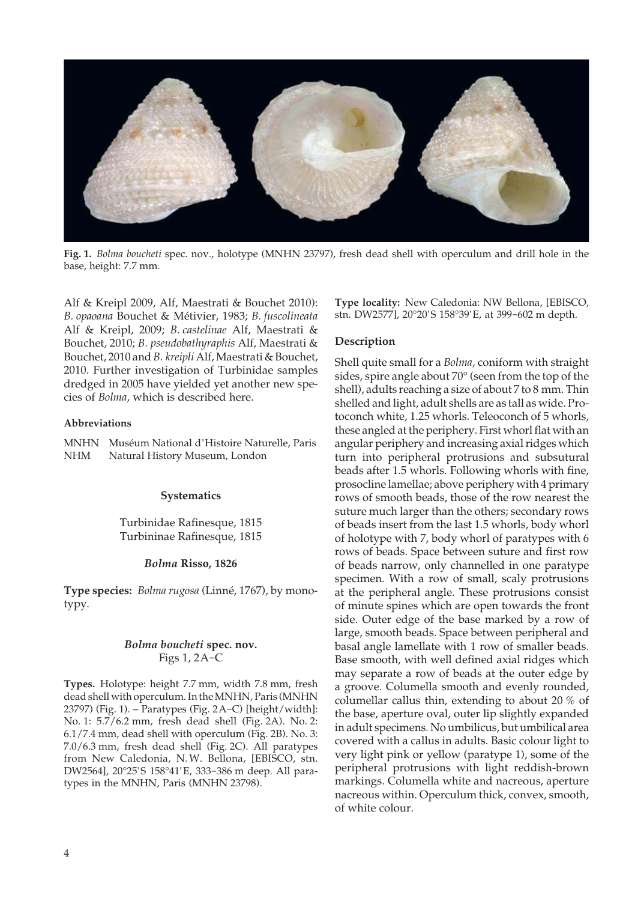**Fig. 1.** *Bolma boucheti* spec. nov., holotype (MNHN 23797), fresh dead shell with operculum and drill hole in the base, height: 7.7 mm.

Alf & Kreipl 2009, Alf, Maestrati & Bouchet 2010): *B. opaoana* Bouchet & Métivier, 1983; *B. fuscolineata* Alf & Kreipl, 2009; *B. castelinae* Alf, Maestrati & Bouchet, 2010; *B. pseudobathyraphis* Alf, Maestrati & Bouchet, 2010 and *B. kreipli* Alf, Maestrati & Bouchet, 2010. Further investigation of Turbinidae samples dredged in 2005 have yielded yet another new species of *Bolma*, which is described here.

#### Abbreviations

MNHN Muséum National d'Histoire Naturelle, Paris
NHM Natural History Museum, London

#### Systematics

Turbinidae Rafinesque, 1815
Turbininae Rafinesque, 1815

#### *Bolma* Risso, 1826

**Type species:** *Bolma rugosa* (Linné, 1767), by monotypy.

#### *Bolma boucheti* spec. nov.
Figs 1, 2A–C

**Types.** Holotype: height 7.7 mm, width 7.8 mm, fresh dead shell with operculum. In the MNHN, Paris (MNHN 23797) (Fig. 1). – Paratypes (Fig. 2A–C) [height/width]: No. 1: 5.7/6.2 mm, fresh dead shell (Fig. 2A). No. 2: 6.1/7.4 mm, dead shell with operculum (Fig. 2B). No. 3: 7.0/6.3 mm, fresh dead shell (Fig. 2C). All paratypes from New Caledonia, N.W. Bellona, [EBISCO, stn. DW2564], 20°25'S 158°41'E, 333–386 m deep. All paratypes in the MNHN, Paris (MNHN 23798).

**Type locality:** New Caledonia: NW Bellona, [EBISCO, stn. DW2577], 20°20'S 158°39'E, at 399–602 m depth.

#### Description

Shell quite small for a *Bolma*, coniform with straight sides, spire angle about 70° (seen from the top of the shell), adults reaching a size of about 7 to 8 mm. Thin shelled and light, adult shells are as tall as wide. Protoconch white, 1.25 whorls. Teleoconch of 5 whorls, these angled at the periphery. First whorl flat with an angular periphery and increasing axial ridges which turn into peripheral protrusions and subsutural beads after 1.5 whorls. Following whorls with fine, prosocline lamellae; above periphery with 4 primary rows of smooth beads, those of the row nearest the suture much larger than the others; secondary rows of beads insert from the last 1.5 whorls, body whorl of holotype with 7, body whorl of paratypes with 6 rows of beads. Space between suture and first row of beads narrow, only channelled in one paratype specimen. With a row of small, scaly protrusions at the peripheral angle. These protrusions consist of minute spines which are open towards the front side. Outer edge of the base marked by a row of large, smooth beads. Space between peripheral and basal angle lamellate with 1 row of smaller beads. Base smooth, with well defined axial ridges which may separate a row of beads at the outer edge by a groove. Columella smooth and evenly rounded, columellar callus thin, extending to about 20 % of the base, aperture oval, outer lip slightly expanded in adult specimens. No umbilicus, but umbilical area covered with a callus in adults. Basic colour light to very light pink or yellow (paratype 1), some of the peripheral protrusions with light reddish-brown markings. Columella white and nacreous, aperture nacreous within. Operculum thick, convex, smooth, of white colour.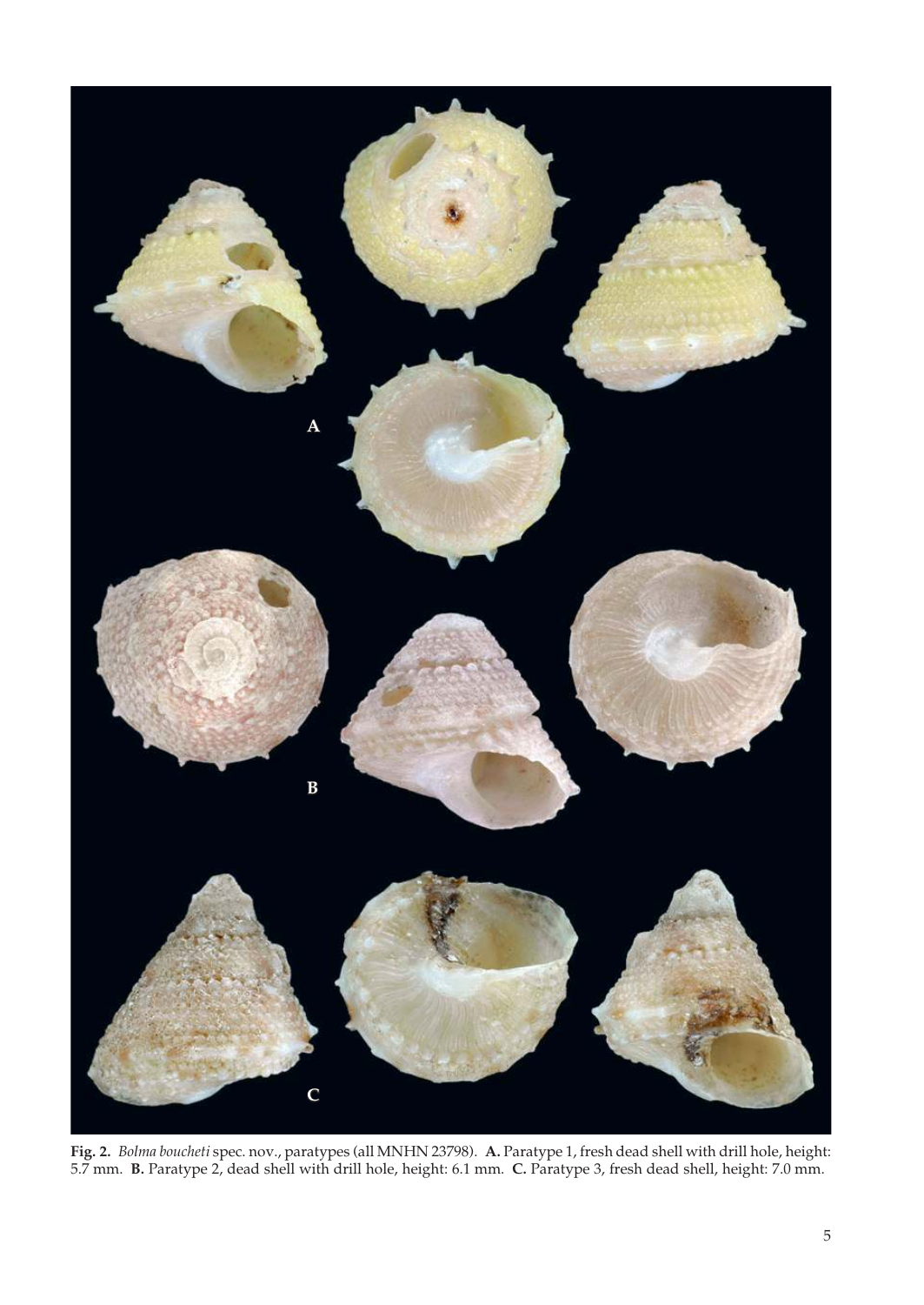**Fig. 2.** *Bolma boucheti* spec. nov., paratypes (all MNHN 23798). **A.** Paratype 1, fresh dead shell with drill hole, height: 5.7 mm. **B.** Paratype 2, dead shell with drill hole, height: 6.1 mm. **C.** Paratype 3, fresh dead shell, height: 7.0 mm.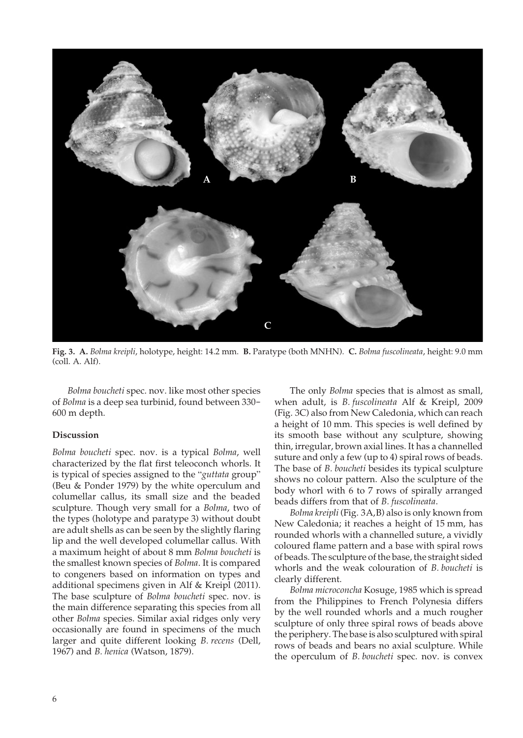**Fig. 3. A.** *Bolma kreipli*, holotype, height: 14.2 mm. **B.** Paratype (both MNHN). **C.** *Bolma fuscolineata*, height: 9.0 mm (coll. A. Alf).

*Bolma boucheti* spec. nov. like most other species of *Bolma* is a deep sea turbinid, found between 330–600 m depth.

### Discussion

*Bolma boucheti* spec. nov. is a typical *Bolma*, well characterized by the flat first teleoconch whorls. It is typical of species assigned to the "*guttata* group" (Beu & Ponder 1979) by the white operculum and columellar callus, its small size and the beaded sculpture. Though very small for a *Bolma*, two of the types (holotype and paratype 3) without doubt are adult shells as can be seen by the slightly flaring lip and the well developed columellar callus. With a maximum height of about 8 mm *Bolma boucheti* is the smallest known species of *Bolma*. It is compared to congeners based on information on types and additional specimens given in Alf & Kreipl (2011). The base sculpture of *Bolma boucheti* spec. nov. is the main difference separating this species from all other *Bolma* species. Similar axial ridges only very occasionally are found in specimens of the much larger and quite different looking *B. recens* (Dell, 1967) and *B. henica* (Watson, 1879).

The only *Bolma* species that is almost as small, when adult, is *B. fuscolineata* Alf & Kreipl, 2009 (Fig. 3C) also from New Caledonia, which can reach a height of 10 mm. This species is well defined by its smooth base without any sculpture, showing thin, irregular, brown axial lines. It has a channelled suture and only a few (up to 4) spiral rows of beads. The base of *B. boucheti* besides its typical sculpture shows no colour pattern. Also the sculpture of the body whorl with 6 to 7 rows of spirally arranged beads differs from that of *B. fuscolineata*.

*Bolma kreipli* (Fig. 3A,B) also is only known from New Caledonia; it reaches a height of 15 mm, has rounded whorls with a channelled suture, a vividly coloured flame pattern and a base with spiral rows of beads. The sculpture of the base, the straight sided whorls and the weak colouration of *B. boucheti* is clearly different.

*Bolma microconcha* Kosuge, 1985 which is spread from the Philippines to French Polynesia differs by the well rounded whorls and a much rougher sculpture of only three spiral rows of beads above the periphery. The base is also sculptured with spiral rows of beads and bears no axial sculpture. While the operculum of *B. boucheti* spec. nov. is convex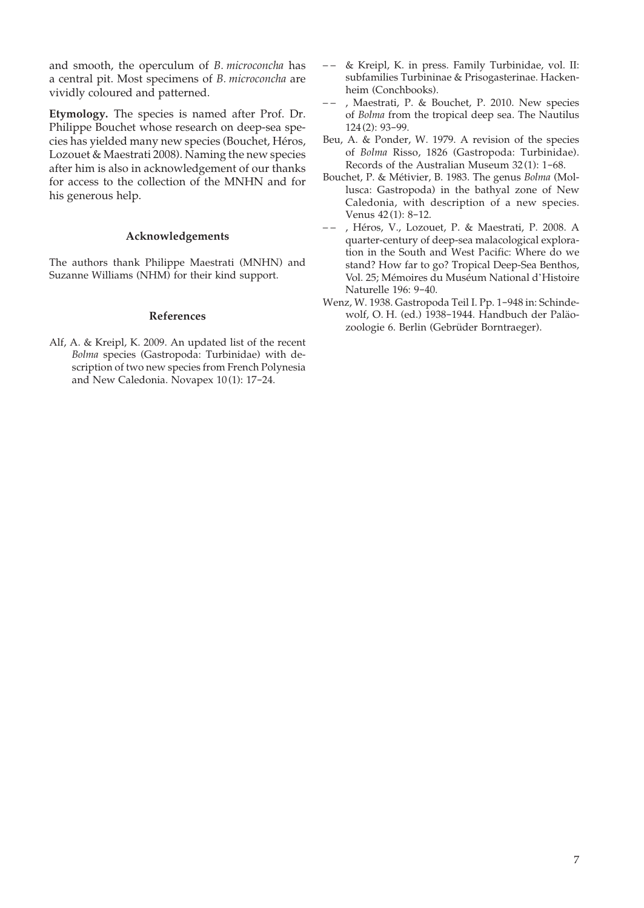and smooth, the operculum of *B. microconcha* has a central pit. Most specimens of *B. microconcha* are vividly coloured and patterned.

**Etymology.** The species is named after Prof. Dr. Philippe Bouchet whose research on deep-sea species has yielded many new species (Bouchet, Héros, Lozouet & Maestrati 2008). Naming the new species after him is also in acknowledgement of our thanks for access to the collection of the MNHN and for his generous help.

## Acknowledgements

The authors thank Philippe Maestrati (MNHN) and Suzanne Williams (NHM) for their kind support.

## References

Alf, A. & Kreipl, K. 2009. An updated list of the recent *Bolma* species (Gastropoda: Turbinidae) with description of two new species from French Polynesia and New Caledonia. Novapex 10 (1): 17-24.

-- & Kreipl, K. in press. Family Turbinidae, vol. II: subfamilies Turbininae & Prisogasterinae. Hackenheim (Conchbooks).

-- , Maestrati, P. & Bouchet, P. 2010. New species of *Bolma* from the tropical deep sea. The Nautilus 124 (2): 93-99.

Beu, A. & Ponder, W. 1979. A revision of the species of *Bolma* Risso, 1826 (Gastropoda: Turbinidae). Records of the Australian Museum 32 (1): 1-68.

Bouchet, P. & Métivier, B. 1983. The genus *Bolma* (Mollusca: Gastropoda) in the bathyal zone of New Caledonia, with description of a new species. Venus 42 (1): 8-12.

-- , Héros, V., Lozouet, P. & Maestrati, P. 2008. A quarter-century of deep-sea malacological exploration in the South and West Pacific: Where do we stand? How far to go? Tropical Deep-Sea Benthos, Vol. 25; Mémoires du Muséum National d'Histoire Naturelle 196: 9-40.

Wenz, W. 1938. Gastropoda Teil I. Pp. 1-948 in: Schindewolf, O. H. (ed.) 1938-1944. Handbuch der Paläozoologie 6. Berlin (Gebrüder Borntraeger).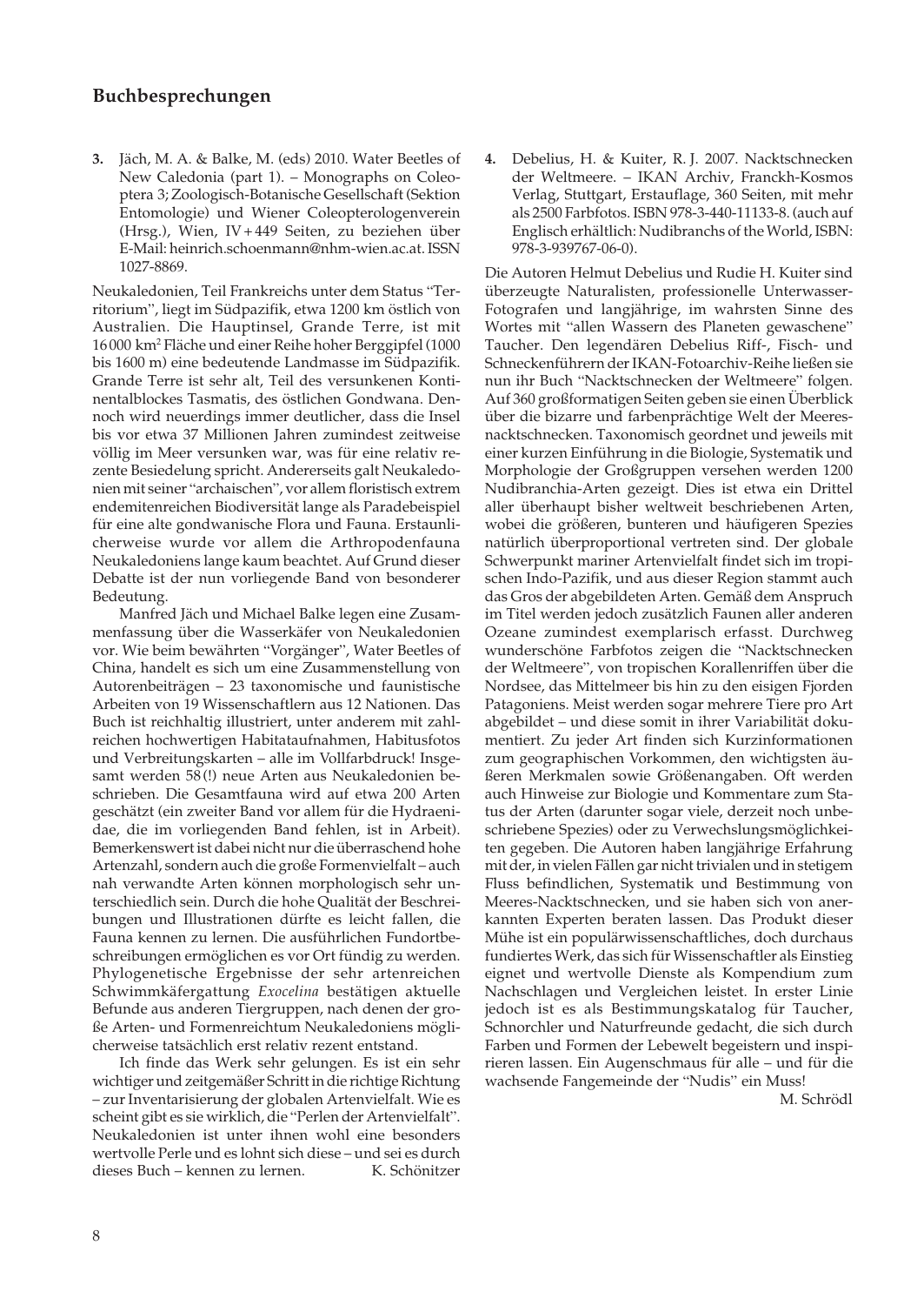## Buchbesprechungen

**3.** Jäch, M. A. & Balke, M. (eds) 2010. Water Beetles of New Caledonia (part 1). – Monographs on Coleoptera 3; Zoologisch-Botanische Gesellschaft (Sektion Entomologie) und Wiener Coleopterologenverein (Hrsg.), Wien, IV + 449 Seiten, zu beziehen über E-Mail: heinrich.schoenmann@nhm-wien.ac.at. ISSN 1027-8869.

Neukaledonien, Teil Frankreichs unter dem Status "Territorium", liegt im Südpazifik, etwa 1200 km östlich von Australien. Die Hauptinsel, Grande Terre, ist mit 16 000 $km^2$ Fläche und einer Reihe hoher Berggipfel (1000 bis 1600 m) eine bedeutende Landmasse im Südpazifik. Grande Terre ist sehr alt, Teil des versunkenen Kontinentalblockes Tasmatis, des östlichen Gondwana. Dennoch wird neuerdings immer deutlicher, dass die Insel bis vor etwa 37 Millionen Jahren zumindest zeitweise völlig im Meer versunken war, was für eine relativ rezente Besiedelung spricht. Andererseits galt Neukaledonien mit seiner "archaischen", vor allem floristisch extrem endemitenreichen Biodiversität lange als Paradebeispiel für eine alte gondwanische Flora und Fauna. Erstaunlicherweise wurde vor allem die Arthropodenfauna Neukaledoniens lange kaum beachtet. Auf Grund dieser Debatte ist der nun vorliegende Band von besonderer Bedeutung.

Manfred Jäch und Michael Balke legen eine Zusammenfassung über die Wasserkäfer von Neukaledonien vor. Wie beim bewährten "Vorgänger", Water Beetles of China, handelt es sich um eine Zusammenstellung von Autorenbeiträgen – 23 taxonomische und faunistische Arbeiten von 19 Wissenschaftlern aus 12 Nationen. Das Buch ist reichhaltig illustriert, unter anderem mit zahlreichen hochwertigen Habitataufnahmen, Habitusfotos und Verbreitungskarten – alle im Vollfarbdruck! Insgesamt werden 58 (!) neue Arten aus Neukaledonien beschrieben. Die Gesamtfauna wird auf etwa 200 Arten geschätzt (ein zweiter Band vor allem für die Hydraenidae, die im vorliegenden Band fehlen, ist in Arbeit). Bemerkenswert ist dabei nicht nur die überraschend hohe Artenzahl, sondern auch die große Formenvielfalt – auch nah verwandte Arten können morphologisch sehr unterschiedlich sein. Durch die hohe Qualität der Beschreibungen und Illustrationen dürfte es leicht fallen, die Fauna kennen zu lernen. Die ausführlichen Fundortbeschreibungen ermöglichen es vor Ort fündig zu werden. Phylogenetische Ergebnisse der sehr artenreichen Schwimmkäfergattung *Exocelina* bestätigen aktuelle Befunde aus anderen Tiergruppen, nach denen der große Arten- und Formenreichtum Neukaledoniens möglicherweise tatsächlich erst relativ rezent entstand.

Ich finde das Werk sehr gelungen. Es ist ein sehr wichtiger und zeitgemäßer Schritt in die richtige Richtung – zur Inventarisierung der globalen Artenvielfalt. Wie es scheint gibt es sie wirklich, die "Perlen der Artenvielfalt". Neukaledonien ist unter ihnen wohl eine besonders wertvolle Perle und es lohnt sich diese – und sei es durch dieses Buch – kennen zu lernen.

K. Schönitzer

**4.** Debelius, H. & Kuiter, R. J. 2007. Nacktschnecken der Weltmeere. – IKAN Archiv, Franckh-Kosmos Verlag, Stuttgart, Erstauflage, 360 Seiten, mit mehr als 2500 Farbfotos. ISBN 978-3-440-11133-8. (auch auf Englisch erhältlich: Nudibranchs of the World, ISBN: 978-3-939767-06-0).

Die Autoren Helmut Debelius und Rudie H. Kuiter sind überzeugte Naturalisten, professionelle Unterwasser-Fotografen und langjährige, im wahrsten Sinne des Wortes mit "allen Wassern des Planeten gewaschene" Taucher. Den legendären Debelius Riff-, Fisch- und Schneckenführern der IKAN-Fotoarchiv-Reihe ließen sie nun ihr Buch "Nacktschnecken der Weltmeere" folgen. Auf 360 großformatigen Seiten geben sie einen Überblick über die bizarre und farbenprächtige Welt der Meeresnacktschnecken. Taxonomisch geordnet und jeweils mit einer kurzen Einführung in die Biologie, Systematik und Morphologie der Großgruppen versehen werden 1200 Nudibranchia-Arten gezeigt. Dies ist etwa ein Drittel aller überhaupt bisher weltweit beschriebenen Arten, wobei die größeren, bunteren und häufigeren Spezies natürlich überproportional vertreten sind. Der globale Schwerpunkt mariner Artenvielfalt findet sich im tropischen Indo-Pazifik, und aus dieser Region stammt auch das Gros der abgebildeten Arten. Gemäß dem Anspruch im Titel werden jedoch zusätzlich Faunen aller anderen Ozeane zumindest exemplarisch erfasst. Durchweg wunderschöne Farbfotos zeigen die "Nacktschnecken der Weltmeere", von tropischen Korallenriffen über die Nordsee, das Mittelmeer bis hin zu den eisigen Fjorden Patagoniens. Meist werden sogar mehrere Tiere pro Art abgebildet – und diese somit in ihrer Variabilität dokumentiert. Zu jeder Art finden sich Kurzinformationen zum geographischen Vorkommen, den wichtigsten äußeren Merkmalen sowie Größenangaben. Oft werden auch Hinweise zur Biologie und Kommentare zum Status der Arten (darunter sogar viele, derzeit noch unbeschriebene Spezies) oder zu Verwechslungsmöglichkeiten gegeben. Die Autoren haben langjährige Erfahrung mit der, in vielen Fällen gar nicht trivialen und in stetigem Fluss befindlichen, Systematik und Bestimmung von Meeres-Nacktschnecken, und sie haben sich von anerkannten Experten beraten lassen. Das Produkt dieser Mühe ist ein populärwissenschaftliches, doch durchaus fundiertes Werk, das sich für Wissenschaftler als Einstieg eignet und wertvolle Dienste als Kompendium zum Nachschlagen und Vergleichen leistet. In erster Linie jedoch ist es als Bestimmungskatalog für Taucher, Schnorchler und Naturfreunde gedacht, die sich durch Farben und Formen der Lebewelt begeistern und inspirieren lassen. Ein Augenschmaus für alle – und für die wachsende Fangemeinde der "Nudis" ein Muss!

M. Schrödl